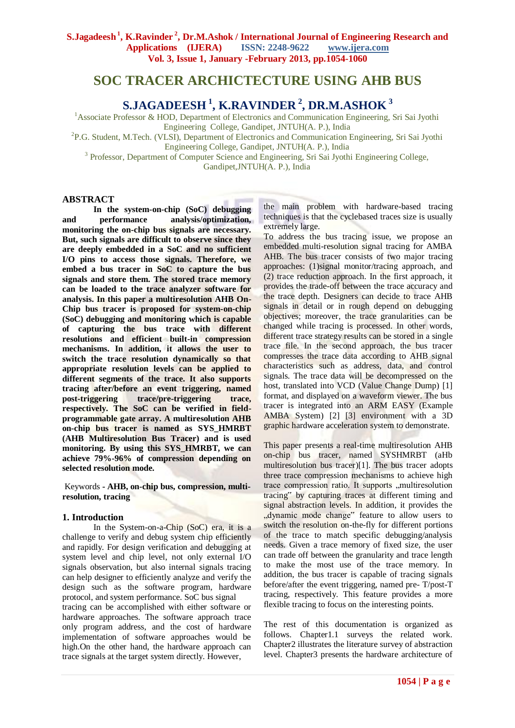# SOC TRACER ARCHICTECTURE USING AHB BUS

## S.JAGADEESH [1], K.RAVINDER [2], DR.M.ASHOK [3]

[1]Associate Professor & HOD, Department of Electronics and Communication Engineering, Sri Sai Jyothi Engineering College, Gandipet, JNTUH(A. P.), India

[2]P.G. Student, M.Tech. (VLSI), Department of Electronics and Communication Engineering, Sri Sai Jyothi Engineering College, Gandipet, JNTUH(A. P.), India

[3] Professor, Department of Computer Science and Engineering, Sri Sai Jyothi Engineering College, Gandipet,JNTUH(A. P.), India

## ABSTRACT

**In the system-on-chip (SoC) debugging and performance analysis/optimization, monitoring the on-chip bus signals are necessary. But, such signals are difficult to observe since they are deeply embedded in a SoC and no sufficient I/O pins to access those signals. Therefore, we embed a bus tracer in SoC to capture the bus signals and store them. The stored trace memory can be loaded to the trace analyzer software for analysis. In this paper a multiresolution AHB On-Chip bus tracer is proposed for system-on-chip (SoC) debugging and monitoring which is capable of capturing the bus trace with different resolutions and efficient built-in compression mechanisms. In addition, it allows the user to switch the trace resolution dynamically so that appropriate resolution levels can be applied to different segments of the trace. It also supports tracing after/before an event triggering, named post-triggering trace/pre-triggering trace, respectively. The SoC can be verified in field-programmable gate array. A multiresolution AHB on-chip bus tracer is named as SYS_HMRBT (AHB Multiresolution Bus Tracer) and is used monitoring. By using this SYS_HMRBT, we can achieve 79%-96% of compression depending on selected resolution mode.**

Keywords - **AHB, on-chip bus, compression, multi-resolution, tracing**

## 1. Introduction

In the System-on-a-Chip (SoC) era, it is a challenge to verify and debug system chip efficiently and rapidly. For design verification and debugging at system level and chip level, not only external I/O signals observation, but also internal signals tracing can help designer to efficiently analyze and verify the design such as the software program, hardware protocol, and system performance. SoC bus signal tracing can be accomplished with either software or hardware approaches. The software approach trace only program address, and the cost of hardware implementation of software approaches would be high.On the other hand, the hardware approach can trace signals at the target system directly. However, the main problem with hardware-based tracing techniques is that the cyclebased traces size is usually extremely large.

To address the bus tracing issue, we propose an embedded multi-resolution signal tracing for AMBA AHB. The bus tracer consists of two major tracing approaches: (1)signal monitor/tracing approach, and (2) trace reduction approach. In the first approach, it provides the trade-off between the trace accuracy and the trace depth. Designers can decide to trace AHB signals in detail or in rough depend on debugging objectives; moreover, the trace granularities can be changed while tracing is processed. In other words, different trace strategy results can be stored in a single trace file. In the second approach, the bus tracer compresses the trace data according to AHB signal characteristics such as address, data, and control signals. The trace data will be decompressed on the host, translated into VCD (Value Change Dump) [1] format, and displayed on a waveform viewer. The bus tracer is integrated into an ARM EASY (Example AMBA System) [2] [3] environment with a 3D graphic hardware acceleration system to demonstrate.

This paper presents a real-time multiresolution AHB on-chip bus tracer, named SYSHMRBT (aHb multiresolution bus tracer)[1]. The bus tracer adopts three trace compression mechanisms to achieve high trace compression ratio. It supports „multiresolution tracing" by capturing traces at different timing and signal abstraction levels. In addition, it provides the „dynamic mode change" feature to allow users to switch the resolution on-the-fly for different portions of the trace to match specific debugging/analysis needs. Given a trace memory of fixed size, the user can trade off between the granularity and trace length to make the most use of the trace memory. In addition, the bus tracer is capable of tracing signals before/after the event triggering, named pre- T/post-T tracing, respectively. This feature provides a more flexible tracing to focus on the interesting points.

The rest of this documentation is organized as follows. Chapter1.1 surveys the related work. Chapter2 illustrates the literature survey of abstraction level. Chapter3 presents the hardware architecture of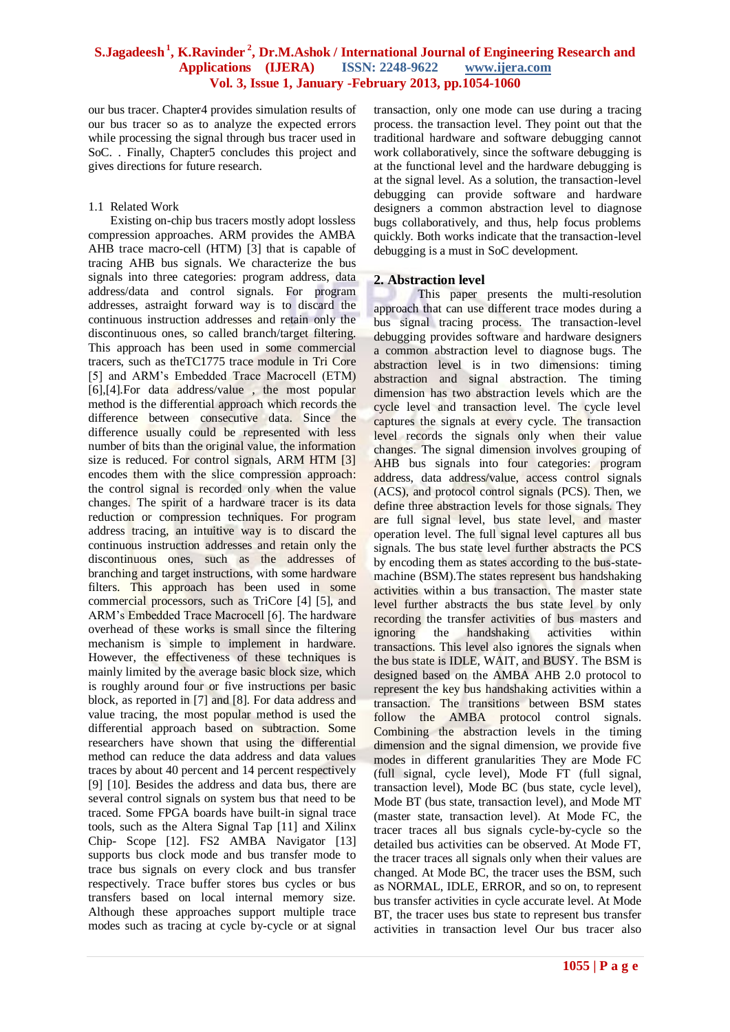our bus tracer. Chapter4 provides simulation results of our bus tracer so as to analyze the expected errors while processing the signal through bus tracer used in SoC. . Finally, Chapter5 concludes this project and gives directions for future research.

### 1.1 Related Work

Existing on-chip bus tracers mostly adopt lossless compression approaches. ARM provides the AMBA AHB trace macro-cell (HTM) [3] that is capable of tracing AHB bus signals. We characterize the bus signals into three categories: program address, data address/data and control signals. For program addresses, astraight forward way is to discard the continuous instruction addresses and retain only the discontinuous ones, so called branch/target filtering. This approach has been used in some commercial tracers, such as theTC1775 trace module in Tri Core [5] and ARM's Embedded Trace Macrocell (ETM) [6],[4].For data address/value , the most popular method is the differential approach which records the difference between consecutive data. Since the difference usually could be represented with less number of bits than the original value, the information size is reduced. For control signals, ARM HTM [3] encodes them with the slice compression approach: the control signal is recorded only when the value changes. The spirit of a hardware tracer is its data reduction or compression techniques. For program address tracing, an intuitive way is to discard the continuous instruction addresses and retain only the discontinuous ones, such as the addresses of branching and target instructions, with some hardware filters. This approach has been used in some commercial processors, such as TriCore [4] [5], and ARM's Embedded Trace Macrocell [6]. The hardware overhead of these works is small since the filtering mechanism is simple to implement in hardware. However, the effectiveness of these techniques is mainly limited by the average basic block size, which is roughly around four or five instructions per basic block, as reported in [7] and [8]. For data address and value tracing, the most popular method is used the differential approach based on subtraction. Some researchers have shown that using the differential method can reduce the data address and data values traces by about 40 percent and 14 percent respectively [9] [10]. Besides the address and data bus, there are several control signals on system bus that need to be traced. Some FPGA boards have built-in signal trace tools, such as the Altera Signal Tap [11] and Xilinx Chip- Scope [12]. FS2 AMBA Navigator [13] supports bus clock mode and bus transfer mode to trace bus signals on every clock and bus transfer respectively. Trace buffer stores bus cycles or bus transfers based on local internal memory size. Although these approaches support multiple trace modes such as tracing at cycle by-cycle or at signal transaction, only one mode can use during a tracing process. the transaction level. They point out that the traditional hardware and software debugging cannot work collaboratively, since the software debugging is at the functional level and the hardware debugging is at the signal level. As a solution, the transaction-level debugging can provide software and hardware designers a common abstraction level to diagnose bugs collaboratively, and thus, help focus problems quickly. Both works indicate that the transaction-level debugging is a must in SoC development.

## 2. Abstraction level

This paper presents the multi-resolution approach that can use different trace modes during a bus signal tracing process. The transaction-level debugging provides software and hardware designers a common abstraction level to diagnose bugs. The abstraction level is in two dimensions: timing abstraction and signal abstraction. The timing dimension has two abstraction levels which are the cycle level and transaction level. The cycle level captures the signals at every cycle. The transaction level records the signals only when their value changes. The signal dimension involves grouping of AHB bus signals into four categories: program address, data address/value, access control signals (ACS), and protocol control signals (PCS). Then, we define three abstraction levels for those signals. They are full signal level, bus state level, and master operation level. The full signal level captures all bus signals. The bus state level further abstracts the PCS by encoding them as states according to the bus-state-machine (BSM).The states represent bus handshaking activities within a bus transaction. The master state level further abstracts the bus state level by only recording the transfer activities of bus masters and ignoring the handshaking activities within transactions. This level also ignores the signals when the bus state is IDLE, WAIT, and BUSY. The BSM is designed based on the AMBA AHB 2.0 protocol to represent the key bus handshaking activities within a transaction. The transitions between BSM states follow the AMBA protocol control signals. Combining the abstraction levels in the timing dimension and the signal dimension, we provide five modes in different granularities They are Mode FC (full signal, cycle level), Mode FT (full signal, transaction level), Mode BC (bus state, cycle level), Mode BT (bus state, transaction level), and Mode MT (master state, transaction level). At Mode FC, the tracer traces all bus signals cycle-by-cycle so the detailed bus activities can be observed. At Mode FT, the tracer traces all signals only when their values are changed. At Mode BC, the tracer uses the BSM, such as NORMAL, IDLE, ERROR, and so on, to represent bus transfer activities in cycle accurate level. At Mode BT, the tracer uses bus state to represent bus transfer activities in transaction level Our bus tracer also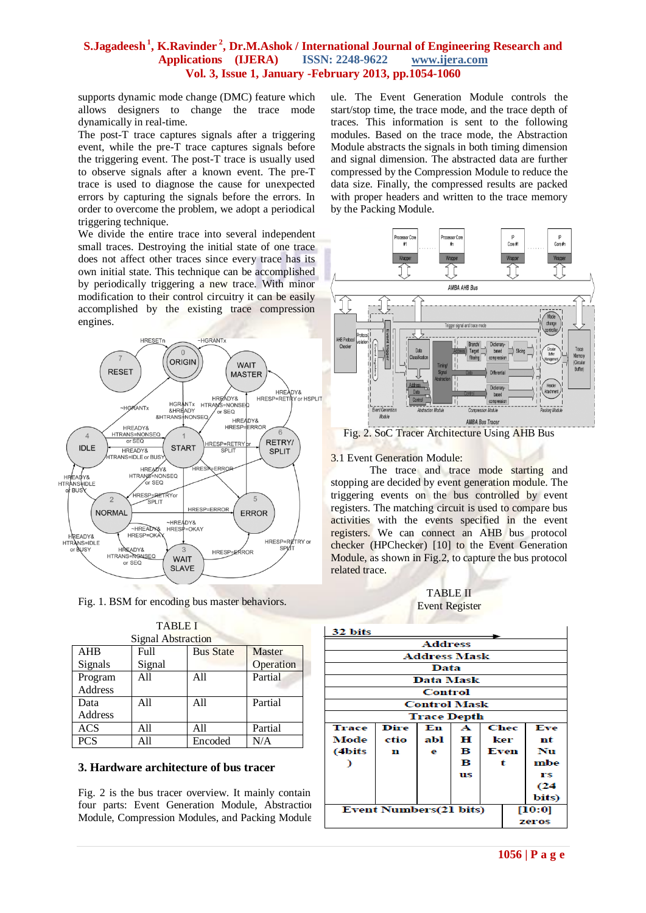supports dynamic mode change (DMC) feature which allows designers to change the trace mode dynamically in real-time.
The post-T trace captures signals after a triggering event, while the pre-T trace captures signals before the triggering event. The post-T trace is usually used to observe signals after a known event. The pre-T trace is used to diagnose the cause for unexpected errors by capturing the signals before the errors. In order to overcome the problem, we adopt a periodical triggering technique.
We divide the entire trace into several independent small traces. Destroying the initial state of one trace does not affect other traces since every trace has its own initial state. This technique can be accomplished by periodically triggering a new trace. With minor modification to their control circuitry it can be easily accomplished by the existing trace compression engines.

Fig. 1. BSM for encoding bus master behaviors.

TABLE I
Signal Abstraction

| AHB Signals | Full Signal | Bus State | Master Operation |
|---|---|---|---|
| Program Address | All | All | Partial |
| Data Address | All | All | Partial |
| ACS | All | All | Partial |
| PCS | All | Encoded | N/A |

## 3. Hardware architecture of bus tracer

Fig. 2 is the bus tracer overview. It mainly contain four parts: Event Generation Module, Abstraction Module, Compression Modules, and Packing Module. The Event Generation Module controls the start/stop time, the trace mode, and the trace depth of traces. This information is sent to the following modules. Based on the trace mode, the Abstraction Module abstracts the signals in both timing dimension and signal dimension. The abstracted data are further compressed by the Compression Module to reduce the data size. Finally, the compressed results are packed with proper headers and written to the trace memory by the Packing Module.

Fig. 2. SoC Tracer Architecture Using AHB Bus

### 3.1 Event Generation Module:

The trace and trace mode starting and stopping are decided by event generation module. The triggering events on the bus controlled by event registers. The matching circuit is used to compare bus activities with the events specified in the event registers. We can connect an AHB bus protocol checker (HPChecker) [10] to the Event Generation Module, as shown in Fig.2, to capture the bus protocol related trace.

TABLE II
Event Register

| 32 bits | | | | | |
|---|---|---|---|---|---|
| Address | | | | | |
| Address Mask | | | | | |
| Data | | | | | |
| Data Mask | | | | | |
| Control | | | | | |
| Control Mask | | | | | |
| Trace Depth | | | | | |
| Trace Mode (4bits) | Direction | Enable | AHB Bus | Checker Event | Event Numbers (24 bits) |
| Event Numbers(21 bits) | | | | | [10:0] zeros |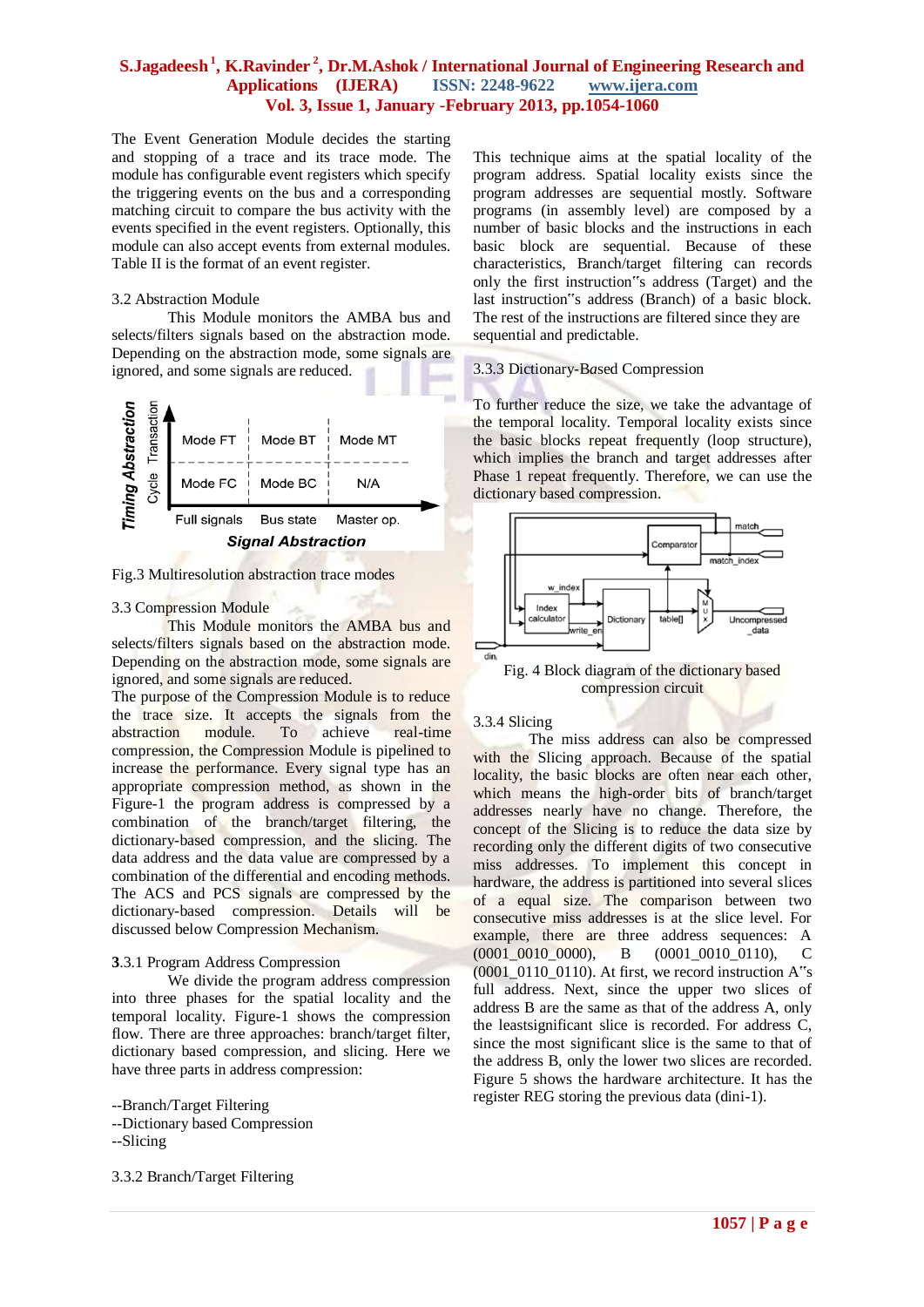The Event Generation Module decides the starting and stopping of a trace and its trace mode. The module has configurable event registers which specify the triggering events on the bus and a corresponding matching circuit to compare the bus activity with the events specified in the event registers. Optionally, this module can also accept events from external modules. Table II is the format of an event register.

3.2 Abstraction Module

This Module monitors the AMBA bus and selects/filters signals based on the abstraction mode. Depending on the abstraction mode, some signals are ignored, and some signals are reduced.

Fig.3 Multiresolution abstraction trace modes

3.3 Compression Module

This Module monitors the AMBA bus and selects/filters signals based on the abstraction mode. Depending on the abstraction mode, some signals are ignored, and some signals are reduced.

The purpose of the Compression Module is to reduce the trace size. It accepts the signals from the abstraction module. To achieve real-time compression, the Compression Module is pipelined to increase the performance. Every signal type has an appropriate compression method, as shown in the Figure-1 the program address is compressed by a combination of the branch/target filtering, the dictionary-based compression, and the slicing. The data address and the data value are compressed by a combination of the differential and encoding methods. The ACS and PCS signals are compressed by the dictionary-based compression. Details will be discussed below Compression Mechanism.

**3**.3.1 Program Address Compression

We divide the program address compression into three phases for the spatial locality and the temporal locality. Figure-1 shows the compression flow. There are three approaches: branch/target filter, dictionary based compression, and slicing. Here we have three parts in address compression:

--Branch/Target Filtering
--Dictionary based Compression
--Slicing

3.3.2 Branch/Target Filtering

This technique aims at the spatial locality of the program address. Spatial locality exists since the program addresses are sequential mostly. Software programs (in assembly level) are composed by a number of basic blocks and the instructions in each basic block are sequential. Because of these characteristics, Branch/target filtering can records only the first instruction"s address (Target) and the last instruction"s address (Branch) of a basic block. The rest of the instructions are filtered since they are sequential and predictable.

3.3.3 Dictionary-Based Compression

To further reduce the size, we take the advantage of the temporal locality. Temporal locality exists since the basic blocks repeat frequently (loop structure), which implies the branch and target addresses after Phase 1 repeat frequently. Therefore, we can use the dictionary based compression.

Fig. 4 Block diagram of the dictionary based compression circuit

3.3.4 Slicing

The miss address can also be compressed with the Slicing approach. Because of the spatial locality, the basic blocks are often near each other, which means the high-order bits of branch/target addresses nearly have no change. Therefore, the concept of the Slicing is to reduce the data size by recording only the different digits of two consecutive miss addresses. To implement this concept in hardware, the address is partitioned into several slices of a equal size. The comparison between two consecutive miss addresses is at the slice level. For example, there are three address sequences: A (0001_0010_0000), B (0001_0010_0110), C (0001_0110_0110). At first, we record instruction A"s full address. Next, since the upper two slices of address B are the same as that of the address A, only the leastsignificant slice is recorded. For address C, since the most significant slice is the same to that of the address B, only the lower two slices are recorded. Figure 5 shows the hardware architecture. It has the register REG storing the previous data (dini-1).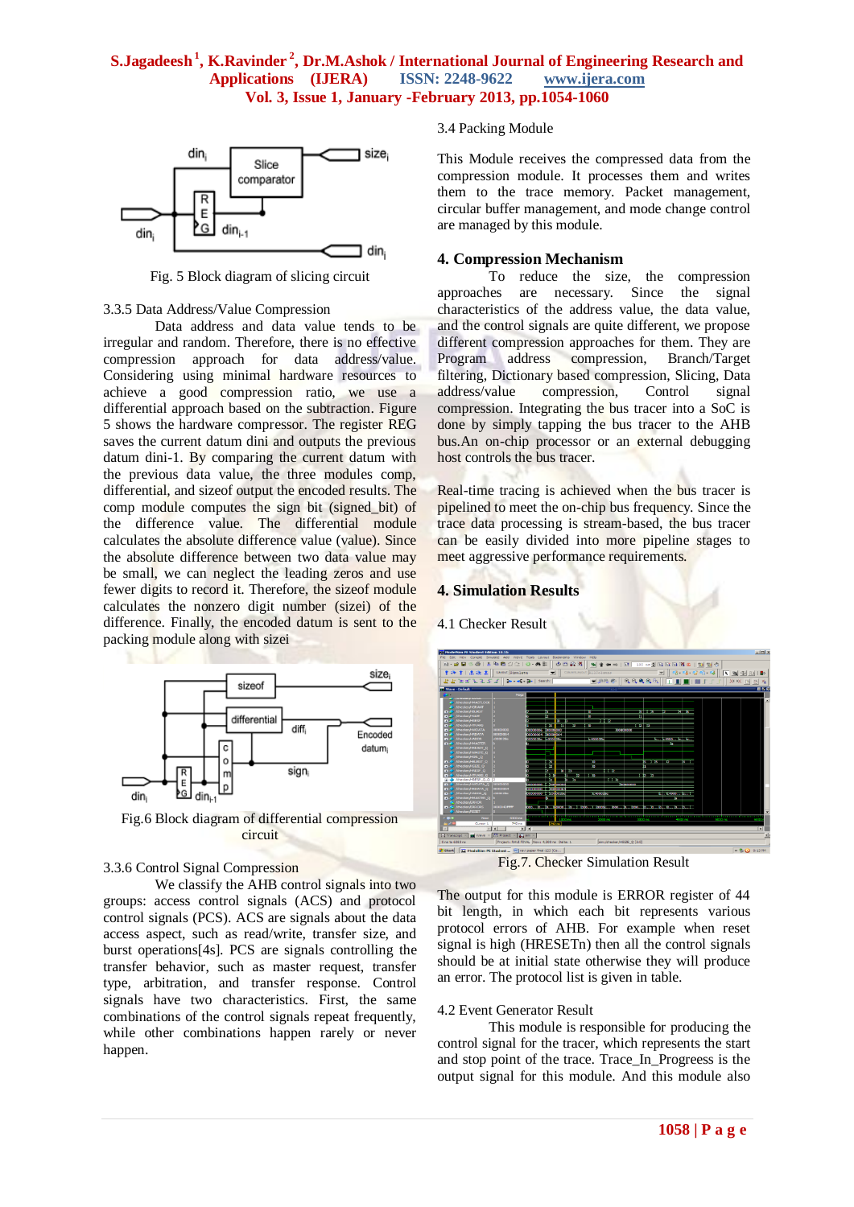Fig. 5 Block diagram of slicing circuit

3.3.5 Data Address/Value Compression

Data address and data value tends to be irregular and random. Therefore, there is no effective compression approach for data address/value. Considering using minimal hardware resources to achieve a good compression ratio, we use a differential approach based on the subtraction. Figure 5 shows the hardware compressor. The register REG saves the current datum dini and outputs the previous datum dini-1. By comparing the current datum with the previous data value, the three modules comp, differential, and sizeof output the encoded results. The comp module computes the sign bit (signed_bit) of the difference value. The differential module calculates the absolute difference value (value). Since the absolute difference between two data value may be small, we can neglect the leading zeros and use fewer digits to record it. Therefore, the sizeof module calculates the nonzero digit number (sizei) of the difference. Finally, the encoded datum is sent to the packing module along with sizei

Fig.6 Block diagram of differential compression circuit

3.3.6 Control Signal Compression

We classify the AHB control signals into two groups: access control signals (ACS) and protocol control signals (PCS). ACS are signals about the data access aspect, such as read/write, transfer size, and burst operations[4s]. PCS are signals controlling the transfer behavior, such as master request, transfer type, arbitration, and transfer response. Control signals have two characteristics. First, the same combinations of the control signals repeat frequently, while other combinations happen rarely or never happen.

3.4 Packing Module

This Module receives the compressed data from the compression module. It processes them and writes them to the trace memory. Packet management, circular buffer management, and mode change control are managed by this module.

## 4. Compression Mechanism

To reduce the size, the compression approaches are necessary. Since the signal characteristics of the address value, the data value, and the control signals are quite different, we propose different compression approaches for them. They are Program address compression, Branch/Target filtering, Dictionary based compression, Slicing, Data address/value compression, Control signal compression. Integrating the bus tracer into a SoC is done by simply tapping the bus tracer to the AHB bus.An on-chip processor or an external debugging host controls the bus tracer.

Real-time tracing is achieved when the bus tracer is pipelined to meet the on-chip bus frequency. Since the trace data processing is stream-based, the bus tracer can be easily divided into more pipeline stages to meet aggressive performance requirements.

## 4. Simulation Results

4.1 Checker Result

Fig.7. Checker Simulation Result

The output for this module is ERROR register of 44 bit length, in which each bit represents various protocol errors of AHB. For example when reset signal is high (HRESETn) then all the control signals should be at initial state otherwise they will produce an error. The protocol list is given in table.

4.2 Event Generator Result

This module is responsible for producing the control signal for the tracer, which represents the start and stop point of the trace. Trace_In_Progreess is the output signal for this module. And this module also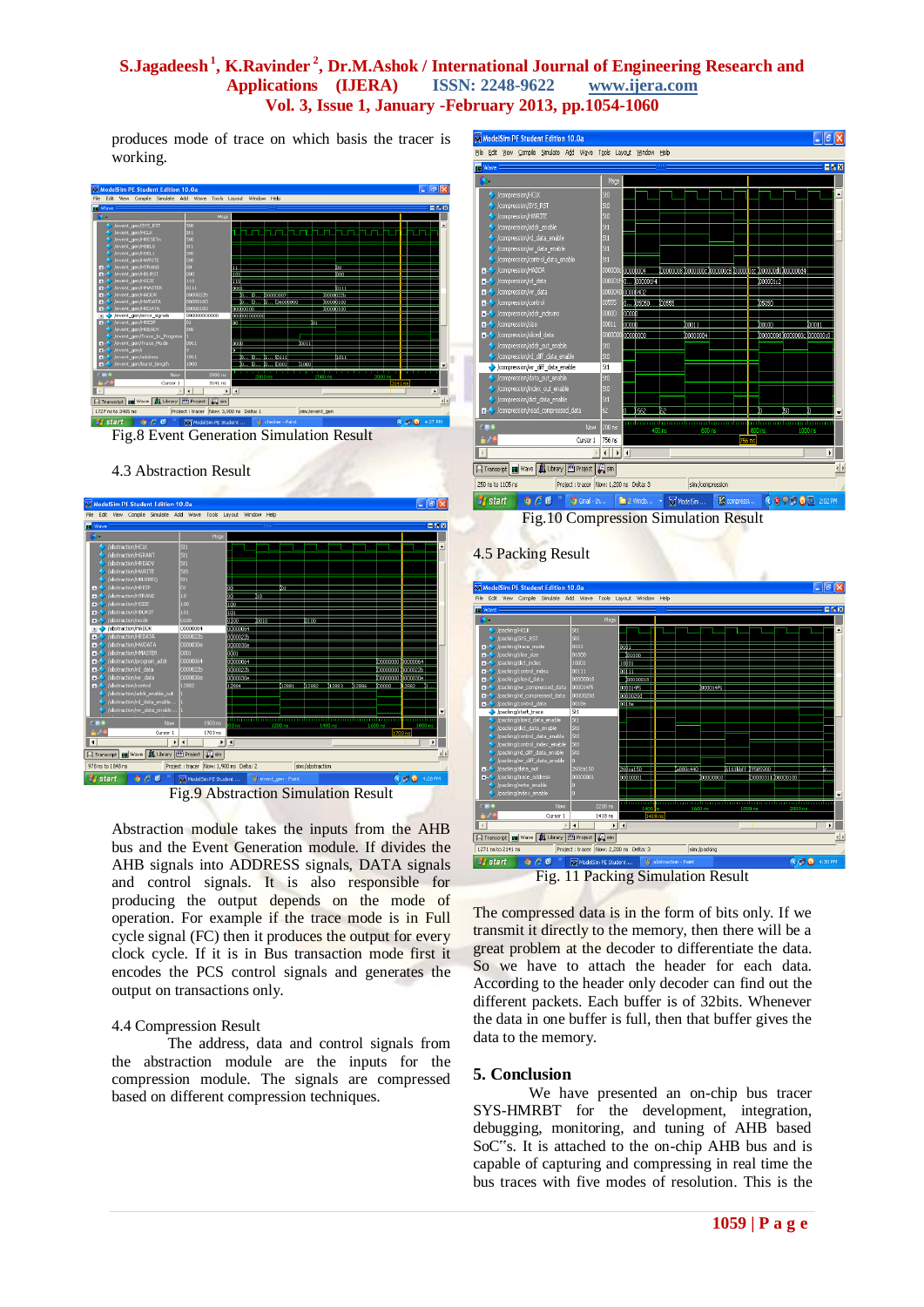produces mode of trace on which basis the tracer is working.

Fig.8 Event Generation Simulation Result

### 4.3 Abstraction Result

Fig.9 Abstraction Simulation Result

Abstraction module takes the inputs from the AHB bus and the Event Generation module. If divides the AHB signals into ADDRESS signals, DATA signals and control signals. It is also responsible for producing the output depends on the mode of operation. For example if the trace mode is in Full cycle signal (FC) then it produces the output for every clock cycle. If it is in Bus transaction mode first it encodes the PCS control signals and generates the output on transactions only.

### 4.4 Compression Result

The address, data and control signals from the abstraction module are the inputs for the compression module. The signals are compressed based on different compression techniques.

Fig.10 Compression Simulation Result

### 4.5 Packing Result

Fig. 11 Packing Simulation Result

The compressed data is in the form of bits only. If we transmit it directly to the memory, then there will be a great problem at the decoder to differentiate the data. So we have to attach the header for each data. According to the header only decoder can find out the different packets. Each buffer is of 32bits. Whenever the data in one buffer is full, then that buffer gives the data to the memory.

## 5. Conclusion

We have presented an on-chip bus tracer SYS-HMRBT for the development, integration, debugging, monitoring, and tuning of AHB based SoC"s. It is attached to the on-chip AHB bus and is capable of capturing and compressing in real time the bus traces with five modes of resolution. This is the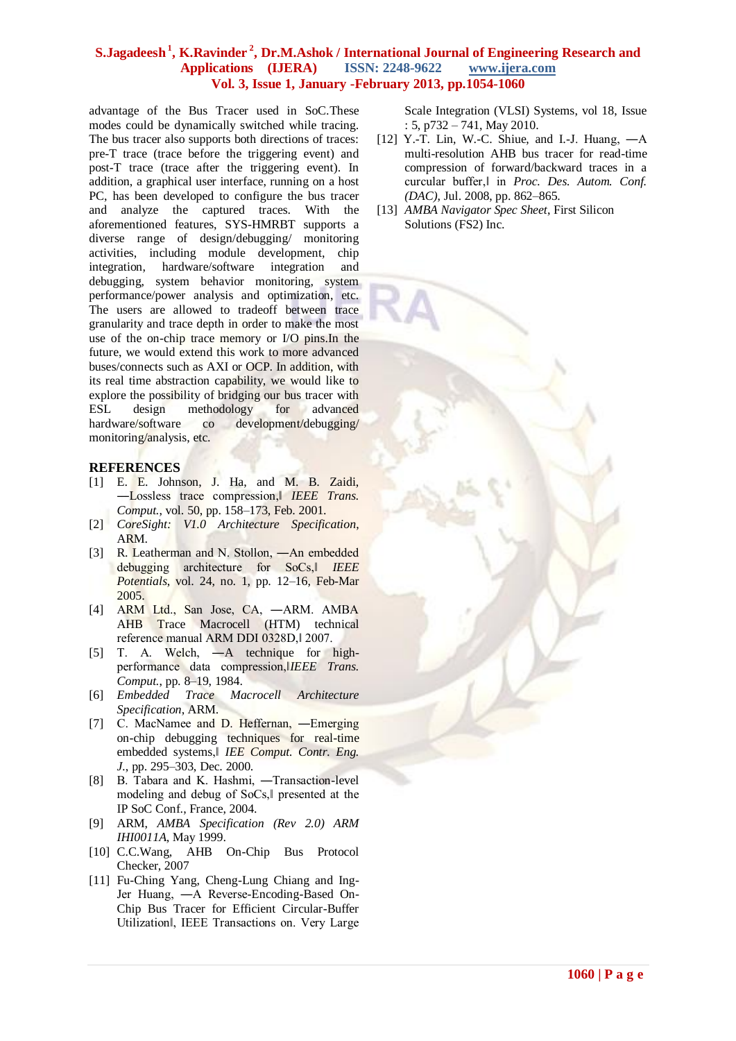advantage of the Bus Tracer used in SoC.These modes could be dynamically switched while tracing. The bus tracer also supports both directions of traces: pre-T trace (trace before the triggering event) and post-T trace (trace after the triggering event). In addition, a graphical user interface, running on a host PC, has been developed to configure the bus tracer and analyze the captured traces. With the aforementioned features, SYS-HMRBT supports a diverse range of design/debugging/ monitoring activities, including module development, chip integration, hardware/software integration and debugging, system behavior monitoring, system performance/power analysis and optimization, etc. The users are allowed to tradeoff between trace granularity and trace depth in order to make the most use of the on-chip trace memory or I/O pins.In the future, we would extend this work to more advanced buses/connects such as AXI or OCP. In addition, with its real time abstraction capability, we would like to explore the possibility of bridging our bus tracer with ESL design methodology for advanced hardware/software co development/debugging/ monitoring/analysis, etc.

## REFERENCES

[1] E. E. Johnson, J. Ha, and M. B. Zaidi, ―Lossless trace compression,‖ *IEEE Trans. Comput.*, vol. 50, pp. 158–173, Feb. 2001.

[2] *CoreSight: V1.0 Architecture Specification*, ARM.

[3] R. Leatherman and N. Stollon, ―An embedded debugging architecture for SoCs,‖ *IEEE Potentials*, vol. 24, no. 1, pp. 12–16, Feb-Mar 2005.

[4] ARM Ltd., San Jose, CA, ―ARM. AMBA AHB Trace Macrocell (HTM) technical reference manual ARM DDI 0328D,‖ 2007.

[5] T. A. Welch, ―A technique for high-performance data compression,‖*IEEE Trans. Comput.*, pp. 8–19, 1984.

[6] *Embedded Trace Macrocell Architecture Specification*, ARM.

[7] C. MacNamee and D. Heffernan, ―Emerging on-chip debugging techniques for real-time embedded systems,‖ *IEE Comput. Contr. Eng. J.*, pp. 295–303, Dec. 2000.

[8] B. Tabara and K. Hashmi, ―Transaction-level modeling and debug of SoCs,‖ presented at the IP SoC Conf., France, 2004.

[9] ARM, *AMBA Specification (Rev 2.0) ARM IHI0011A*, May 1999.

[10] C.C.Wang, AHB On-Chip Bus Protocol Checker, 2007

[11] Fu-Ching Yang, Cheng-Lung Chiang and Ing-Jer Huang, ―A Reverse-Encoding-Based On-Chip Bus Tracer for Efficient Circular-Buffer Utilization‖, IEEE Transactions on. Very Large Scale Integration (VLSI) Systems, vol 18, Issue : 5, p732 – 741, May 2010.

[12] Y.-T. Lin, W.-C. Shiue, and I.-J. Huang, ―A multi-resolution AHB bus tracer for read-time compression of forward/backward traces in a curcular buffer,‖ in *Proc. Des. Autom. Conf. (DAC)*, Jul. 2008, pp. 862–865.

[13] *AMBA Navigator Spec Sheet*, First Silicon Solutions (FS2) Inc.